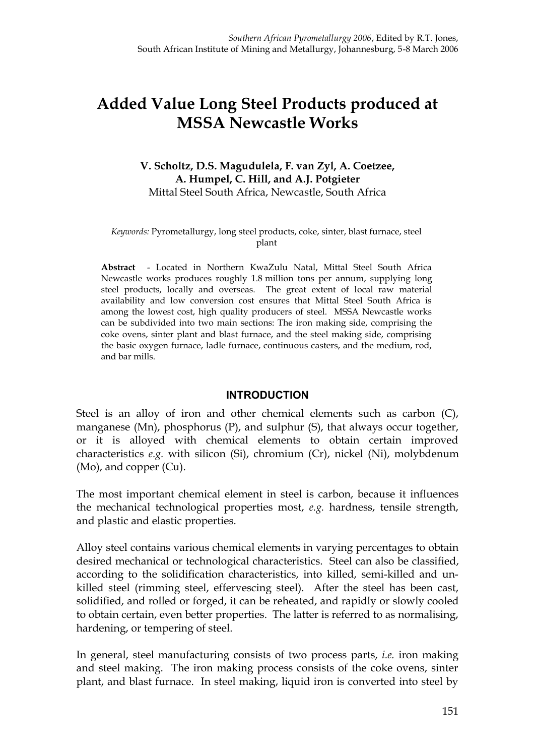*Southern African Pyrometallurgy 2006*, Edited by R.T. Jones,
South African Institute of Mining and Metallurgy, Johannesburg, 5-8 March 2006

# Added Value Long Steel Products produced at MSSA Newcastle Works

**V. Scholtz, D.S. Magudulela, F. van Zyl, A. Coetzee, A. Humpel, C. Hill, and A.J. Potgieter**
Mittal Steel South Africa, Newcastle, South Africa

*Keywords:* Pyrometallurgy, long steel products, coke, sinter, blast furnace, steel plant

**Abstract** - Located in Northern KwaZulu Natal, Mittal Steel South Africa Newcastle works produces roughly 1.8 million tons per annum, supplying long steel products, locally and overseas. The great extent of local raw material availability and low conversion cost ensures that Mittal Steel South Africa is among the lowest cost, high quality producers of steel. MSSA Newcastle works can be subdivided into two main sections: The iron making side, comprising the coke ovens, sinter plant and blast furnace, and the steel making side, comprising the basic oxygen furnace, ladle furnace, continuous casters, and the medium, rod, and bar mills.

## INTRODUCTION

Steel is an alloy of iron and other chemical elements such as carbon (C), manganese (Mn), phosphorus (P), and sulphur (S), that always occur together, or it is alloyed with chemical elements to obtain certain improved characteristics *e.g.* with silicon (Si), chromium (Cr), nickel (Ni), molybdenum (Mo), and copper (Cu).

The most important chemical element in steel is carbon, because it influences the mechanical technological properties most, *e.g.* hardness, tensile strength, and plastic and elastic properties.

Alloy steel contains various chemical elements in varying percentages to obtain desired mechanical or technological characteristics. Steel can also be classified, according to the solidification characteristics, into killed, semi-killed and un-killed steel (rimming steel, effervescing steel). After the steel has been cast, solidified, and rolled or forged, it can be reheated, and rapidly or slowly cooled to obtain certain, even better properties. The latter is referred to as normalising, hardening, or tempering of steel.

In general, steel manufacturing consists of two process parts, *i.e.* iron making and steel making. The iron making process consists of the coke ovens, sinter plant, and blast furnace. In steel making, liquid iron is converted into steel by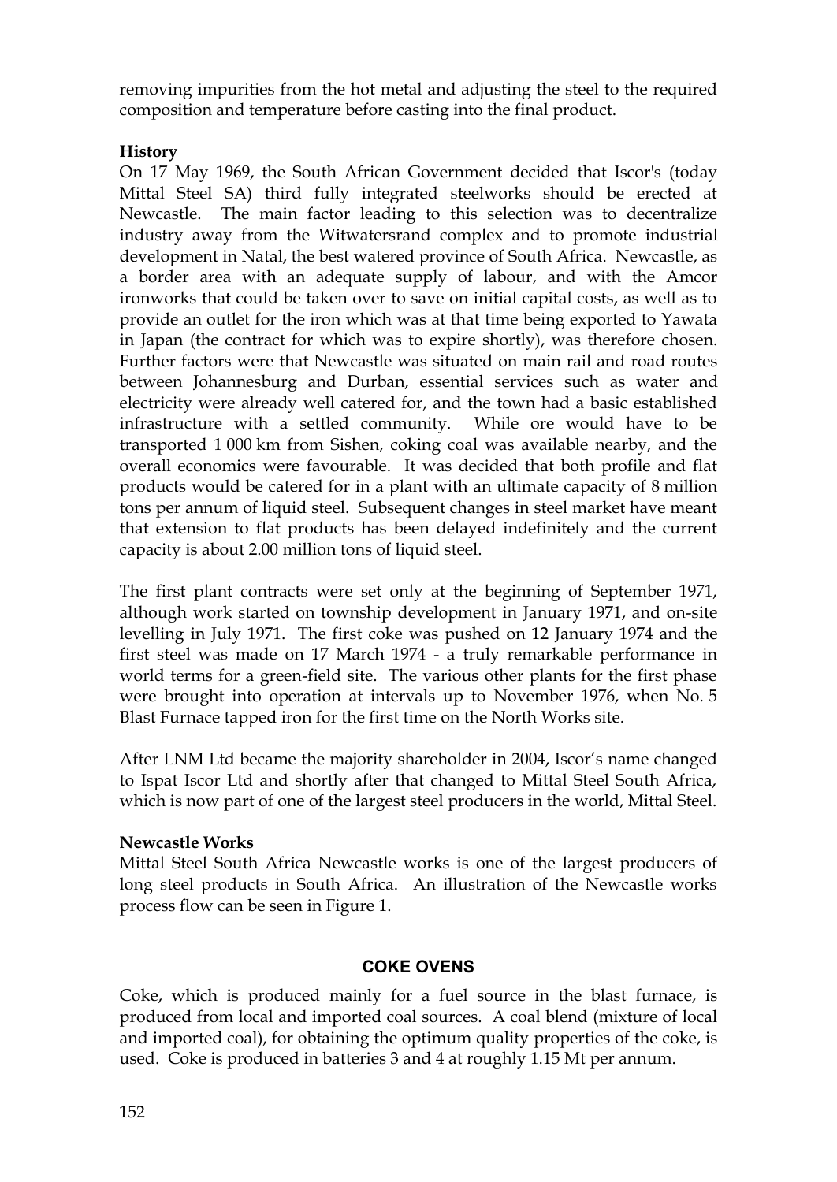removing impurities from the hot metal and adjusting the steel to the required composition and temperature before casting into the final product.

**History**

On 17 May 1969, the South African Government decided that Iscor's (today Mittal Steel SA) third fully integrated steelworks should be erected at Newcastle. The main factor leading to this selection was to decentralize industry away from the Witwatersrand complex and to promote industrial development in Natal, the best watered province of South Africa. Newcastle, as a border area with an adequate supply of labour, and with the Amcor ironworks that could be taken over to save on initial capital costs, as well as to provide an outlet for the iron which was at that time being exported to Yawata in Japan (the contract for which was to expire shortly), was therefore chosen. Further factors were that Newcastle was situated on main rail and road routes between Johannesburg and Durban, essential services such as water and electricity were already well catered for, and the town had a basic established infrastructure with a settled community. While ore would have to be transported 1 000 km from Sishen, coking coal was available nearby, and the overall economics were favourable. It was decided that both profile and flat products would be catered for in a plant with an ultimate capacity of 8 million tons per annum of liquid steel. Subsequent changes in steel market have meant that extension to flat products has been delayed indefinitely and the current capacity is about 2.00 million tons of liquid steel.

The first plant contracts were set only at the beginning of September 1971, although work started on township development in January 1971, and on-site levelling in July 1971. The first coke was pushed on 12 January 1974 and the first steel was made on 17 March 1974 - a truly remarkable performance in world terms for a green-field site. The various other plants for the first phase were brought into operation at intervals up to November 1976, when No. 5 Blast Furnace tapped iron for the first time on the North Works site.

After LNM Ltd became the majority shareholder in 2004, Iscor's name changed to Ispat Iscor Ltd and shortly after that changed to Mittal Steel South Africa, which is now part of one of the largest steel producers in the world, Mittal Steel.

**Newcastle Works**

Mittal Steel South Africa Newcastle works is one of the largest producers of long steel products in South Africa. An illustration of the Newcastle works process flow can be seen in Figure 1.

## COKE OVENS

Coke, which is produced mainly for a fuel source in the blast furnace, is produced from local and imported coal sources. A coal blend (mixture of local and imported coal), for obtaining the optimum quality properties of the coke, is used. Coke is produced in batteries 3 and 4 at roughly 1.15 Mt per annum.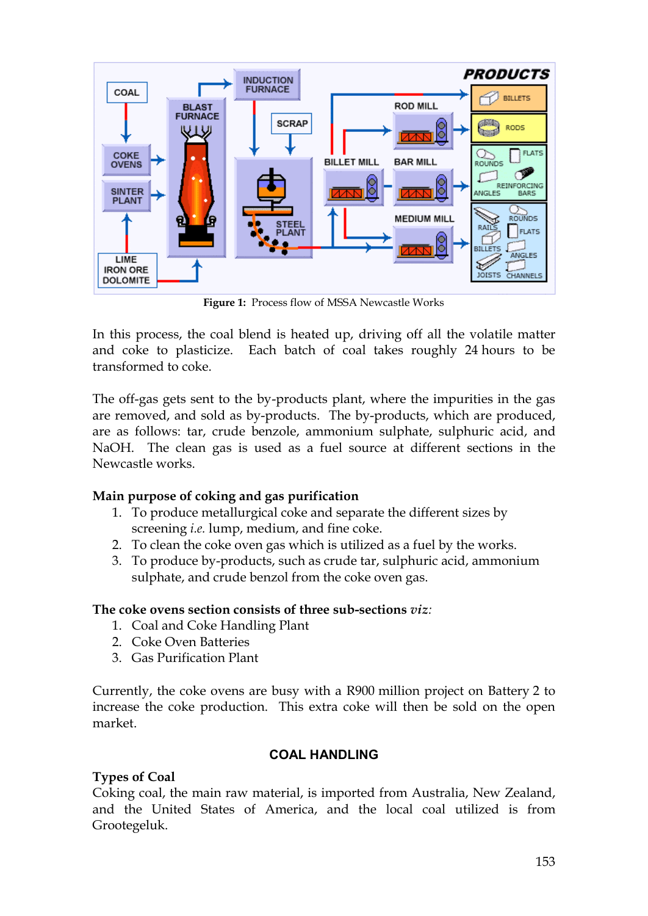**Figure 1:** Process flow of MSSA Newcastle Works

In this process, the coal blend is heated up, driving off all the volatile matter and coke to plasticize. Each batch of coal takes roughly 24 hours to be transformed to coke.

The off-gas gets sent to the by-products plant, where the impurities in the gas are removed, and sold as by-products. The by-products, which are produced, are as follows: tar, crude benzole, ammonium sulphate, sulphuric acid, and NaOH. The clean gas is used as a fuel source at different sections in the Newcastle works.

**Main purpose of coking and gas purification**

1. To produce metallurgical coke and separate the different sizes by screening *i.e.* lump, medium, and fine coke.
2. To clean the coke oven gas which is utilized as a fuel by the works.
3. To produce by-products, such as crude tar, sulphuric acid, ammonium sulphate, and crude benzol from the coke oven gas.

**The coke ovens section consists of three sub-sections** *viz:*

1. Coal and Coke Handling Plant
2. Coke Oven Batteries
3. Gas Purification Plant

Currently, the coke ovens are busy with a R900 million project on Battery 2 to increase the coke production. This extra coke will then be sold on the open market.

## COAL HANDLING

**Types of Coal**

Coking coal, the main raw material, is imported from Australia, New Zealand, and the United States of America, and the local coal utilized is from Grootegeluk.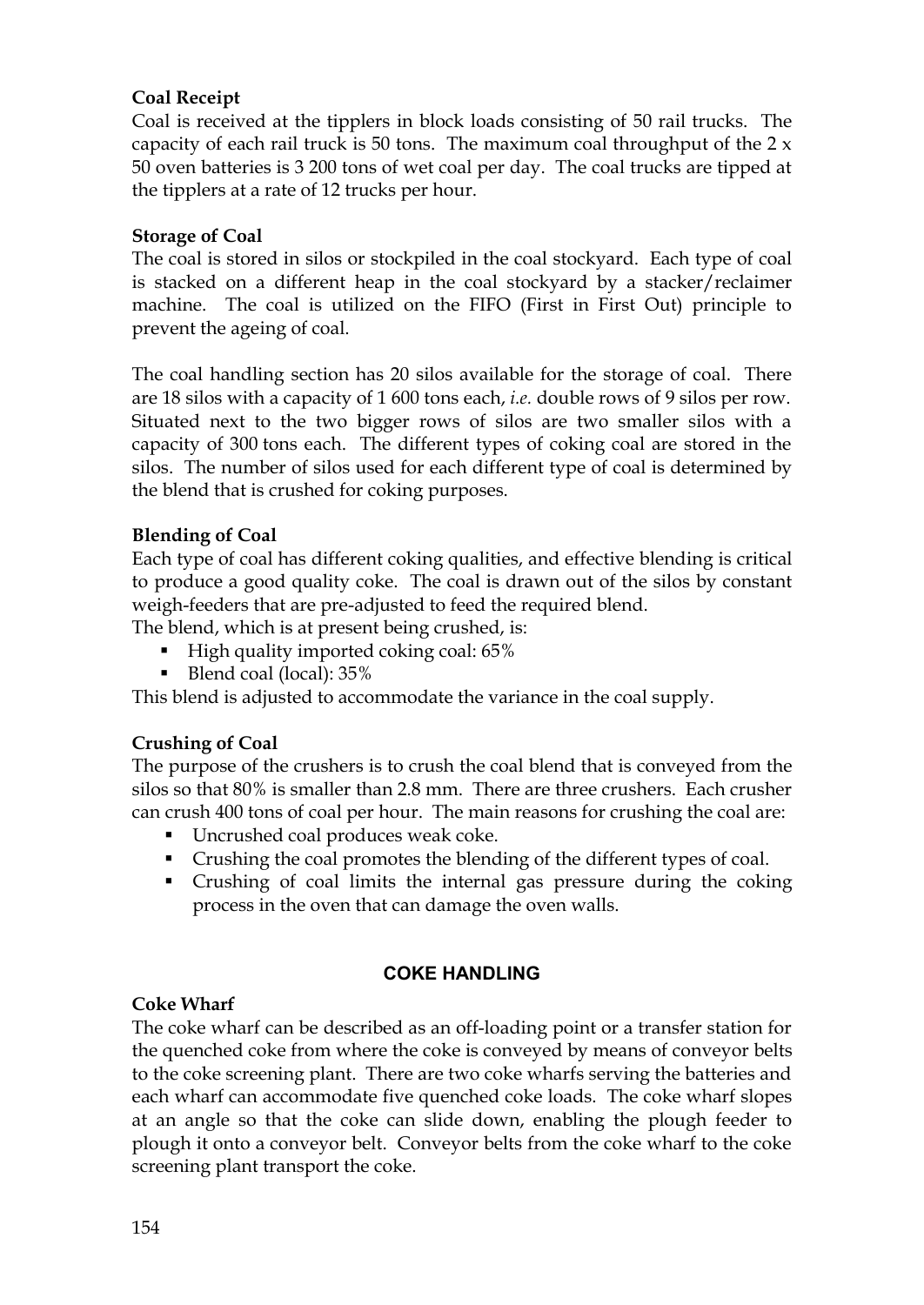**Coal Receipt**

Coal is received at the tipplers in block loads consisting of 50 rail trucks. The capacity of each rail truck is 50 tons. The maximum coal throughput of the 2 x 50 oven batteries is 3 200 tons of wet coal per day. The coal trucks are tipped at the tipplers at a rate of 12 trucks per hour.

**Storage of Coal**

The coal is stored in silos or stockpiled in the coal stockyard. Each type of coal is stacked on a different heap in the coal stockyard by a stacker/reclaimer machine. The coal is utilized on the FIFO (First in First Out) principle to prevent the ageing of coal.

The coal handling section has 20 silos available for the storage of coal. There are 18 silos with a capacity of 1 600 tons each, *i.e.* double rows of 9 silos per row. Situated next to the two bigger rows of silos are two smaller silos with a capacity of 300 tons each. The different types of coking coal are stored in the silos. The number of silos used for each different type of coal is determined by the blend that is crushed for coking purposes.

**Blending of Coal**

Each type of coal has different coking qualities, and effective blending is critical to produce a good quality coke. The coal is drawn out of the silos by constant weigh-feeders that are pre-adjusted to feed the required blend.

The blend, which is at present being crushed, is:

- High quality imported coking coal: 65%
- Blend coal (local): 35%

This blend is adjusted to accommodate the variance in the coal supply.

**Crushing of Coal**

The purpose of the crushers is to crush the coal blend that is conveyed from the silos so that 80% is smaller than 2.8 mm. There are three crushers. Each crusher can crush 400 tons of coal per hour. The main reasons for crushing the coal are:

- Uncrushed coal produces weak coke.
- Crushing the coal promotes the blending of the different types of coal.
- Crushing of coal limits the internal gas pressure during the coking process in the oven that can damage the oven walls.

## COKE HANDLING

**Coke Wharf**

The coke wharf can be described as an off-loading point or a transfer station for the quenched coke from where the coke is conveyed by means of conveyor belts to the coke screening plant. There are two coke wharfs serving the batteries and each wharf can accommodate five quenched coke loads. The coke wharf slopes at an angle so that the coke can slide down, enabling the plough feeder to plough it onto a conveyor belt. Conveyor belts from the coke wharf to the coke screening plant transport the coke.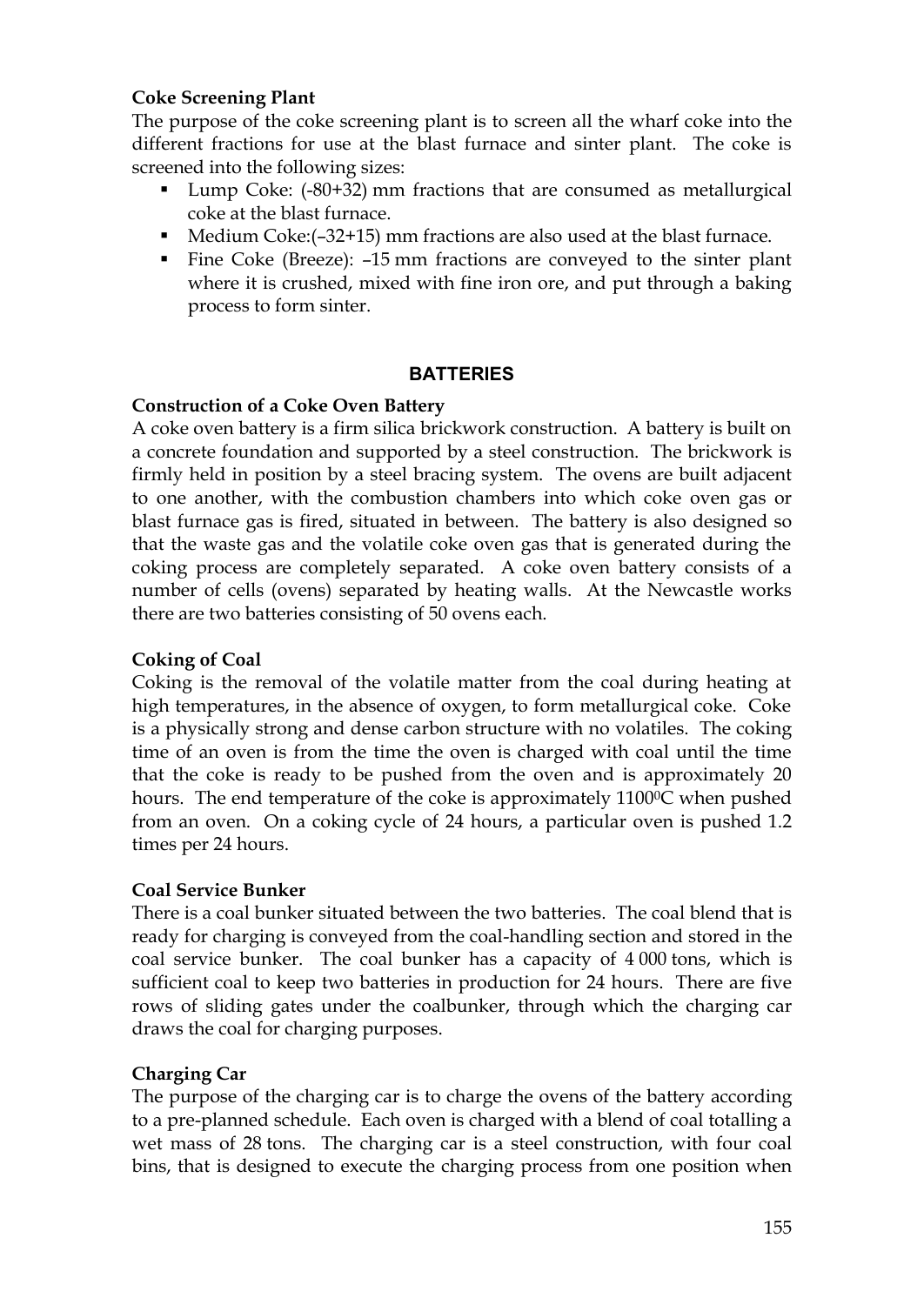**Coke Screening Plant**

The purpose of the coke screening plant is to screen all the wharf coke into the different fractions for use at the blast furnace and sinter plant. The coke is screened into the following sizes:

- Lump Coke: (-80+32) mm fractions that are consumed as metallurgical coke at the blast furnace.
- Medium Coke:(–32+15) mm fractions are also used at the blast furnace.
- Fine Coke (Breeze): –15 mm fractions are conveyed to the sinter plant where it is crushed, mixed with fine iron ore, and put through a baking process to form sinter.

## BATTERIES

**Construction of a Coke Oven Battery**

A coke oven battery is a firm silica brickwork construction. A battery is built on a concrete foundation and supported by a steel construction. The brickwork is firmly held in position by a steel bracing system. The ovens are built adjacent to one another, with the combustion chambers into which coke oven gas or blast furnace gas is fired, situated in between. The battery is also designed so that the waste gas and the volatile coke oven gas that is generated during the coking process are completely separated. A coke oven battery consists of a number of cells (ovens) separated by heating walls. At the Newcastle works there are two batteries consisting of 50 ovens each.

**Coking of Coal**

Coking is the removal of the volatile matter from the coal during heating at high temperatures, in the absence of oxygen, to form metallurgical coke. Coke is a physically strong and dense carbon structure with no volatiles. The coking time of an oven is from the time the oven is charged with coal until the time that the coke is ready to be pushed from the oven and is approximately 20 hours. The end temperature of the coke is approximately 1100$^0$C when pushed from an oven. On a coking cycle of 24 hours, a particular oven is pushed 1.2 times per 24 hours.

**Coal Service Bunker**

There is a coal bunker situated between the two batteries. The coal blend that is ready for charging is conveyed from the coal-handling section and stored in the coal service bunker. The coal bunker has a capacity of 4 000 tons, which is sufficient coal to keep two batteries in production for 24 hours. There are five rows of sliding gates under the coalbunker, through which the charging car draws the coal for charging purposes.

**Charging Car**

The purpose of the charging car is to charge the ovens of the battery according to a pre-planned schedule. Each oven is charged with a blend of coal totalling a wet mass of 28 tons. The charging car is a steel construction, with four coal bins, that is designed to execute the charging process from one position when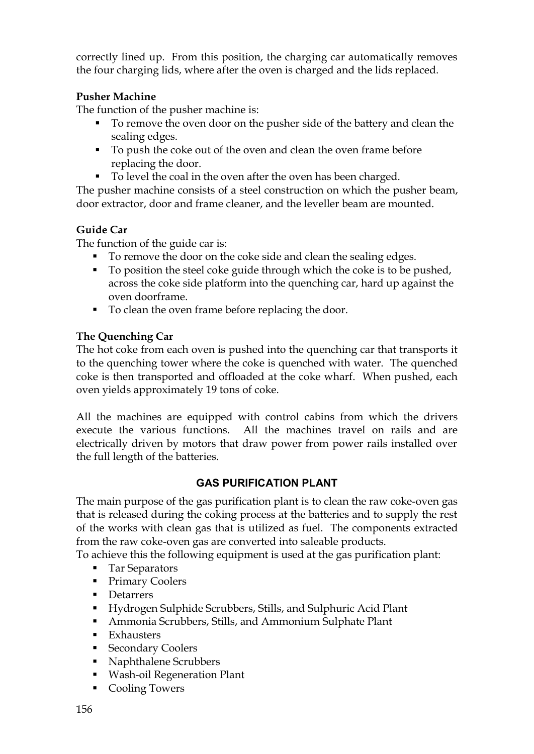correctly lined up. From this position, the charging car automatically removes the four charging lids, where after the oven is charged and the lids replaced.

**Pusher Machine**

The function of the pusher machine is:

- To remove the oven door on the pusher side of the battery and clean the sealing edges.
- To push the coke out of the oven and clean the oven frame before replacing the door.
- To level the coal in the oven after the oven has been charged.

The pusher machine consists of a steel construction on which the pusher beam, door extractor, door and frame cleaner, and the leveller beam are mounted.

**Guide Car**

The function of the guide car is:

- To remove the door on the coke side and clean the sealing edges.
- To position the steel coke guide through which the coke is to be pushed, across the coke side platform into the quenching car, hard up against the oven doorframe.
- To clean the oven frame before replacing the door.

**The Quenching Car**

The hot coke from each oven is pushed into the quenching car that transports it to the quenching tower where the coke is quenched with water. The quenched coke is then transported and offloaded at the coke wharf. When pushed, each oven yields approximately 19 tons of coke.

All the machines are equipped with control cabins from which the drivers execute the various functions. All the machines travel on rails and are electrically driven by motors that draw power from power rails installed over the full length of the batteries.

## GAS PURIFICATION PLANT

The main purpose of the gas purification plant is to clean the raw coke-oven gas that is released during the coking process at the batteries and to supply the rest of the works with clean gas that is utilized as fuel. The components extracted from the raw coke-oven gas are converted into saleable products.

To achieve this the following equipment is used at the gas purification plant:

- Tar Separators
- Primary Coolers
- Detarrers
- Hydrogen Sulphide Scrubbers, Stills, and Sulphuric Acid Plant
- Ammonia Scrubbers, Stills, and Ammonium Sulphate Plant
- Exhausters
- Secondary Coolers
- Naphthalene Scrubbers
- Wash-oil Regeneration Plant
- Cooling Towers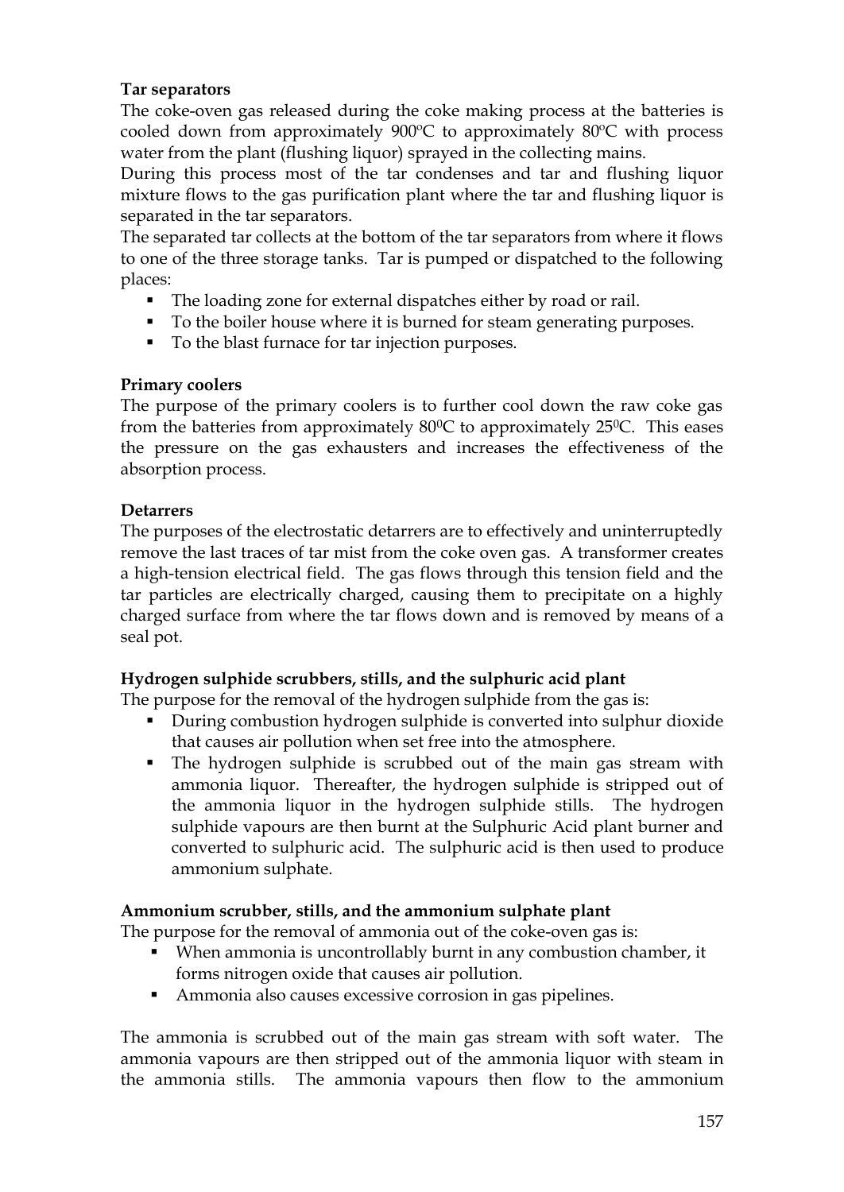**Tar separators**

The coke-oven gas released during the coke making process at the batteries is cooled down from approximately 900ºC to approximately 80ºC with process water from the plant (flushing liquor) sprayed in the collecting mains.

During this process most of the tar condenses and tar and flushing liquor mixture flows to the gas purification plant where the tar and flushing liquor is separated in the tar separators.

The separated tar collects at the bottom of the tar separators from where it flows to one of the three storage tanks. Tar is pumped or dispatched to the following places:

- The loading zone for external dispatches either by road or rail.
- To the boiler house where it is burned for steam generating purposes.
- To the blast furnace for tar injection purposes.

**Primary coolers**

The purpose of the primary coolers is to further cool down the raw coke gas from the batteries from approximately $80^0$C to approximately $25^0$C. This eases the pressure on the gas exhausters and increases the effectiveness of the absorption process.

**Detarrers**

The purposes of the electrostatic detarrers are to effectively and uninterruptedly remove the last traces of tar mist from the coke oven gas. A transformer creates a high-tension electrical field. The gas flows through this tension field and the tar particles are electrically charged, causing them to precipitate on a highly charged surface from where the tar flows down and is removed by means of a seal pot.

**Hydrogen sulphide scrubbers, stills, and the sulphuric acid plant**

The purpose for the removal of the hydrogen sulphide from the gas is:

- During combustion hydrogen sulphide is converted into sulphur dioxide that causes air pollution when set free into the atmosphere.
- The hydrogen sulphide is scrubbed out of the main gas stream with ammonia liquor. Thereafter, the hydrogen sulphide is stripped out of the ammonia liquor in the hydrogen sulphide stills. The hydrogen sulphide vapours are then burnt at the Sulphuric Acid plant burner and converted to sulphuric acid. The sulphuric acid is then used to produce ammonium sulphate.

**Ammonium scrubber, stills, and the ammonium sulphate plant**

The purpose for the removal of ammonia out of the coke-oven gas is:

- When ammonia is uncontrollably burnt in any combustion chamber, it forms nitrogen oxide that causes air pollution.
- Ammonia also causes excessive corrosion in gas pipelines.

The ammonia is scrubbed out of the main gas stream with soft water. The ammonia vapours are then stripped out of the ammonia liquor with steam in the ammonia stills. The ammonia vapours then flow to the ammonium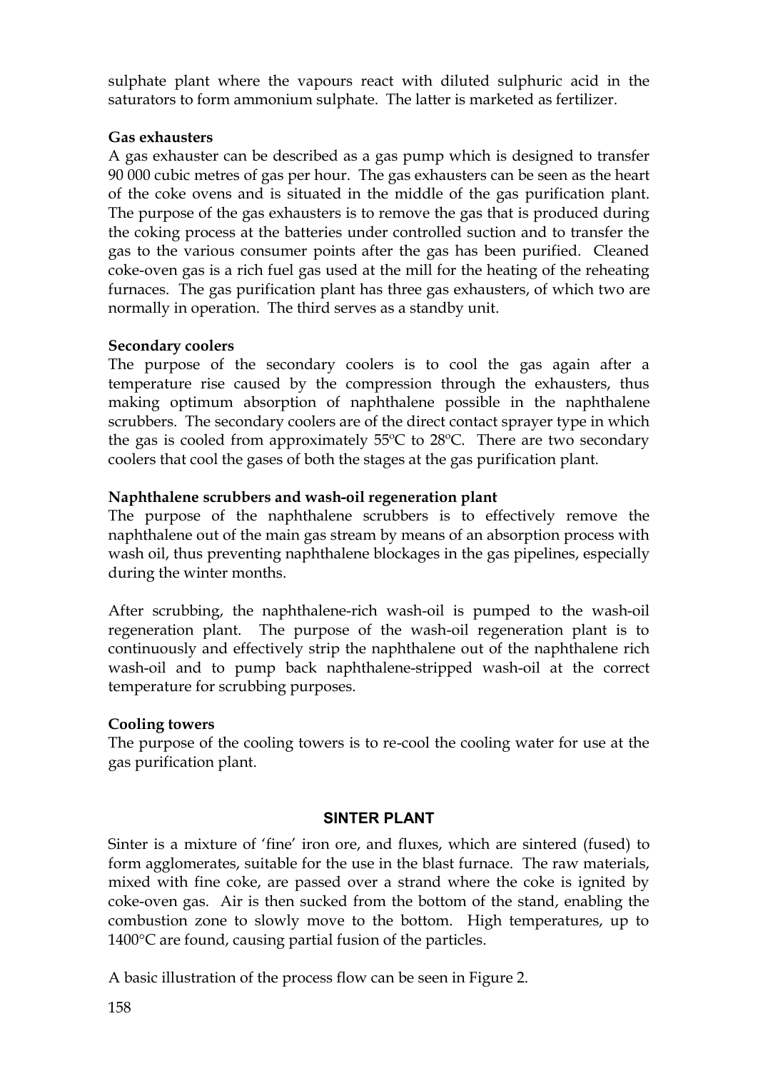sulphate plant where the vapours react with diluted sulphuric acid in the saturators to form ammonium sulphate. The latter is marketed as fertilizer.

**Gas exhausters**

A gas exhauster can be described as a gas pump which is designed to transfer 90 000 cubic metres of gas per hour. The gas exhausters can be seen as the heart of the coke ovens and is situated in the middle of the gas purification plant. The purpose of the gas exhausters is to remove the gas that is produced during the coking process at the batteries under controlled suction and to transfer the gas to the various consumer points after the gas has been purified. Cleaned coke-oven gas is a rich fuel gas used at the mill for the heating of the reheating furnaces. The gas purification plant has three gas exhausters, of which two are normally in operation. The third serves as a standby unit.

**Secondary coolers**

The purpose of the secondary coolers is to cool the gas again after a temperature rise caused by the compression through the exhausters, thus making optimum absorption of naphthalene possible in the naphthalene scrubbers. The secondary coolers are of the direct contact sprayer type in which the gas is cooled from approximately 55ºC to 28ºC. There are two secondary coolers that cool the gases of both the stages at the gas purification plant.

**Naphthalene scrubbers and wash-oil regeneration plant**

The purpose of the naphthalene scrubbers is to effectively remove the naphthalene out of the main gas stream by means of an absorption process with wash oil, thus preventing naphthalene blockages in the gas pipelines, especially during the winter months.

After scrubbing, the naphthalene-rich wash-oil is pumped to the wash-oil regeneration plant. The purpose of the wash-oil regeneration plant is to continuously and effectively strip the naphthalene out of the naphthalene rich wash-oil and to pump back naphthalene-stripped wash-oil at the correct temperature for scrubbing purposes.

**Cooling towers**

The purpose of the cooling towers is to re-cool the cooling water for use at the gas purification plant.

## SINTER PLANT

Sinter is a mixture of 'fine' iron ore, and fluxes, which are sintered (fused) to form agglomerates, suitable for the use in the blast furnace. The raw materials, mixed with fine coke, are passed over a strand where the coke is ignited by coke-oven gas. Air is then sucked from the bottom of the stand, enabling the combustion zone to slowly move to the bottom. High temperatures, up to 1400°C are found, causing partial fusion of the particles.

A basic illustration of the process flow can be seen in Figure 2.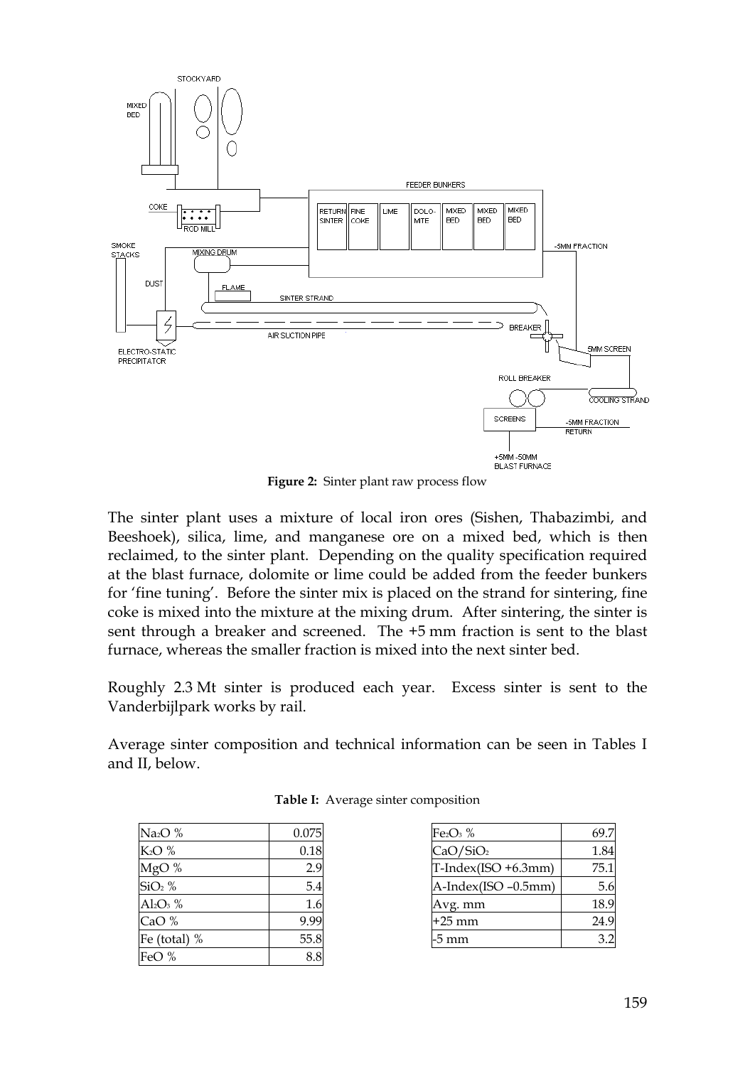**Figure 2:** Sinter plant raw process flow

The sinter plant uses a mixture of local iron ores (Sishen, Thabazimbi, and Beeshoek), silica, lime, and manganese ore on a mixed bed, which is then reclaimed, to the sinter plant. Depending on the quality specification required at the blast furnace, dolomite or lime could be added from the feeder bunkers for 'fine tuning'. Before the sinter mix is placed on the strand for sintering, fine coke is mixed into the mixture at the mixing drum. After sintering, the sinter is sent through a breaker and screened. The +5 mm fraction is sent to the blast furnace, whereas the smaller fraction is mixed into the next sinter bed.

Roughly 2.3 Mt sinter is produced each year. Excess sinter is sent to the Vanderbijlpark works by rail.

Average sinter composition and technical information can be seen in Tables I and II, below.

**Table I:** Average sinter composition

| | |
|---|---|
| $Na_2O$ % | 0.075 |
| $K_2O$ % | 0.18 |
| MgO % | 2.9 |
| $SiO_2$ % | 5.4 |
| $Al_2O_3$ % | 1.6 |
| CaO % | 9.99 |
| Fe (total) % | 55.8 |
| FeO % | 8.8 |

| | |
|---|---|
| $Fe_2O_3$ % | 69.7 |
| $CaO/SiO_2$ | 1.84 |
| T-Index(ISO +6.3mm) | 75.1 |
| A-Index(ISO –0.5mm) | 5.6 |
| Avg. mm | 18.9 |
| +25 mm | 24.9 |
| -5 mm | 3.2 |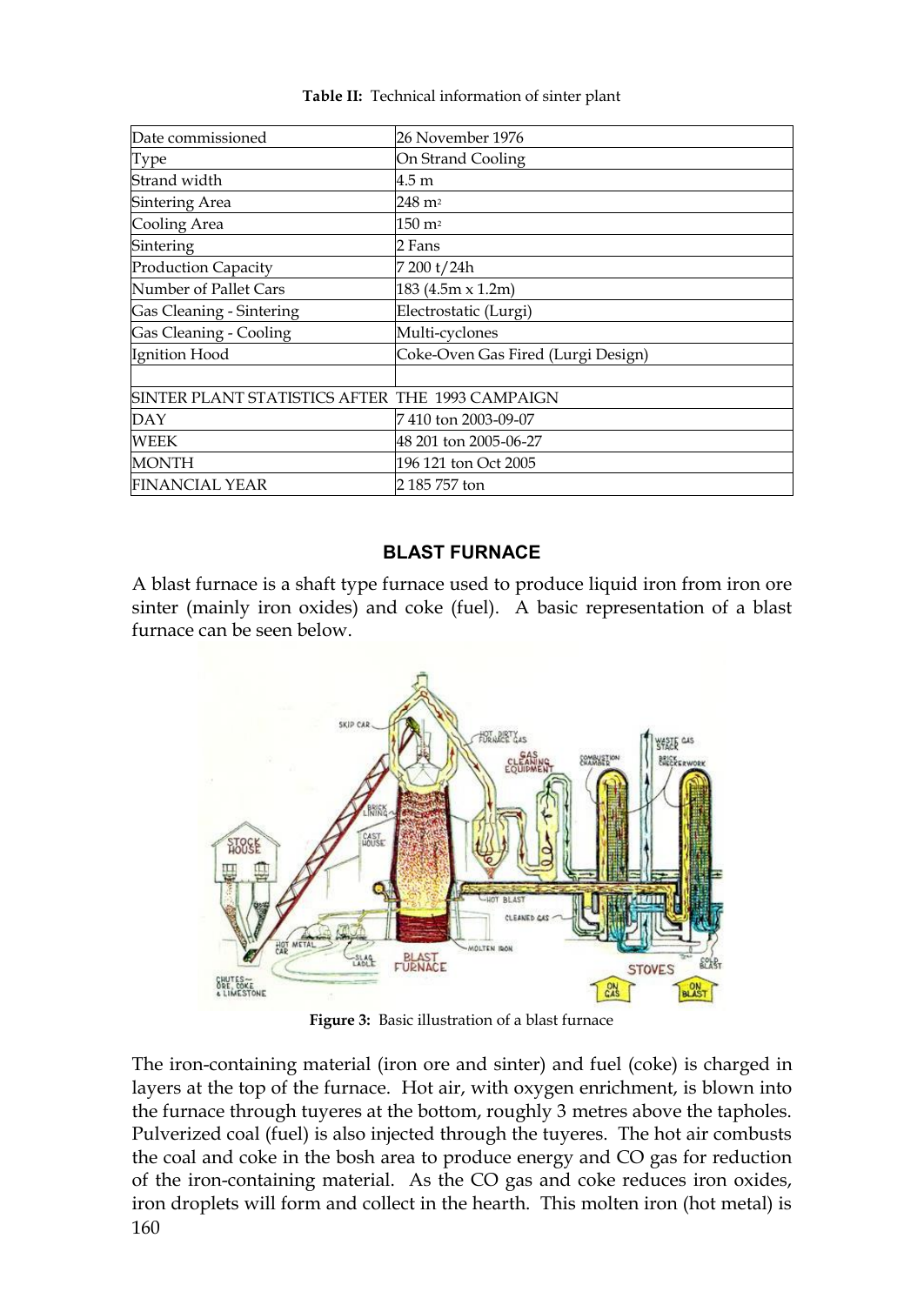**Table II:** Technical information of sinter plant

| | |
|---|---|
| Date commissioned | 26 November 1976 |
| Type | On Strand Cooling |
| Strand width | 4.5 m |
| Sintering Area | 248 m$^2$ |
| Cooling Area | 150 m$^2$ |
| Sintering | 2 Fans |
| Production Capacity | 7 200 t/24h |
| Number of Pallet Cars | 183 (4.5m x 1.2m) |
| Gas Cleaning - Sintering | Electrostatic (Lurgi) |
| Gas Cleaning - Cooling | Multi-cyclones |
| Ignition Hood | Coke-Oven Gas Fired (Lurgi Design) |
| | |
| SINTER PLANT STATISTICS AFTER THE 1993 CAMPAIGN | |
| DAY | 7 410 ton 2003-09-07 |
| WEEK | 48 201 ton 2005-06-27 |
| MONTH | 196 121 ton Oct 2005 |
| FINANCIAL YEAR | 2 185 757 ton |

## BLAST FURNACE

A blast furnace is a shaft type furnace used to produce liquid iron from iron ore sinter (mainly iron oxides) and coke (fuel). A basic representation of a blast furnace can be seen below.

**Figure 3:** Basic illustration of a blast furnace

The iron-containing material (iron ore and sinter) and fuel (coke) is charged in layers at the top of the furnace. Hot air, with oxygen enrichment, is blown into the furnace through tuyeres at the bottom, roughly 3 metres above the tapholes. Pulverized coal (fuel) is also injected through the tuyeres. The hot air combusts the coal and coke in the bosh area to produce energy and CO gas for reduction of the iron-containing material. As the CO gas and coke reduces iron oxides, iron droplets will form and collect in the hearth. This molten iron (hot metal) is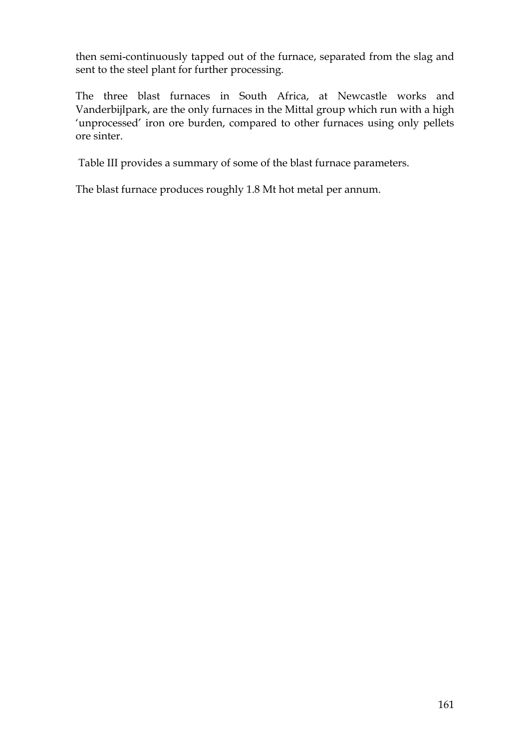then semi-continuously tapped out of the furnace, separated from the slag and sent to the steel plant for further processing.

The three blast furnaces in South Africa, at Newcastle works and Vanderbijlpark, are the only furnaces in the Mittal group which run with a high 'unprocessed' iron ore burden, compared to other furnaces using only pellets ore sinter.

Table III provides a summary of some of the blast furnace parameters.

The blast furnace produces roughly 1.8 Mt hot metal per annum.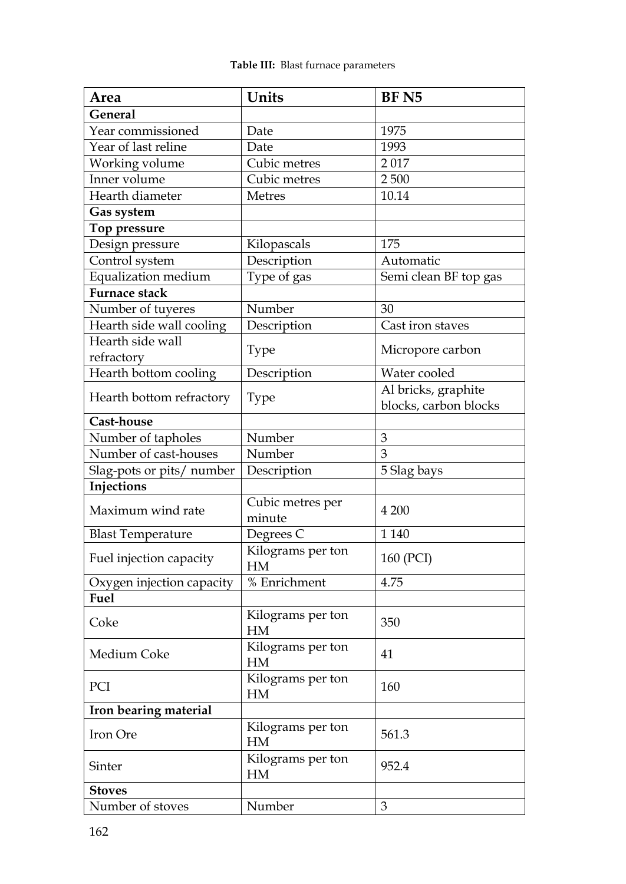**Table III:** Blast furnace parameters

| Area | Units | BF N5 |
|---|---|---|
| **General** | | |
| Year commissioned | Date | 1975 |
| Year of last reline | Date | 1993 |
| Working volume | Cubic metres | 2 017 |
| Inner volume | Cubic metres | 2 500 |
| Hearth diameter | Metres | 10.14 |
| **Gas system** | | |
| **Top pressure** | | |
| Design pressure | Kilopascals | 175 |
| Control system | Description | Automatic |
| Equalization medium | Type of gas | Semi clean BF top gas |
| **Furnace stack** | | |
| Number of tuyeres | Number | 30 |
| Hearth side wall cooling | Description | Cast iron staves |
| Hearth side wall refractory | Type | Micropore carbon |
| Hearth bottom cooling | Description | Water cooled |
| Hearth bottom refractory | Type | Al bricks, graphite blocks, carbon blocks |
| **Cast-house** | | |
| Number of tapholes | Number | 3 |
| Number of cast-houses | Number | 3 |
| Slag-pots or pits/ number | Description | 5 Slag bays |
| **Injections** | | |
| Maximum wind rate | Cubic metres per minute | 4 200 |
| Blast Temperature | Degrees C | 1 140 |
| Fuel injection capacity | Kilograms per ton HM | 160 (PCI) |
| Oxygen injection capacity | % Enrichment | 4.75 |
| **Fuel** | | |
| Coke | Kilograms per ton HM | 350 |
| Medium Coke | Kilograms per ton HM | 41 |
| PCI | Kilograms per ton HM | 160 |
| **Iron bearing material** | | |
| Iron Ore | Kilograms per ton HM | 561.3 |
| Sinter | Kilograms per ton HM | 952.4 |
| **Stoves** | | |
| Number of stoves | Number | 3 |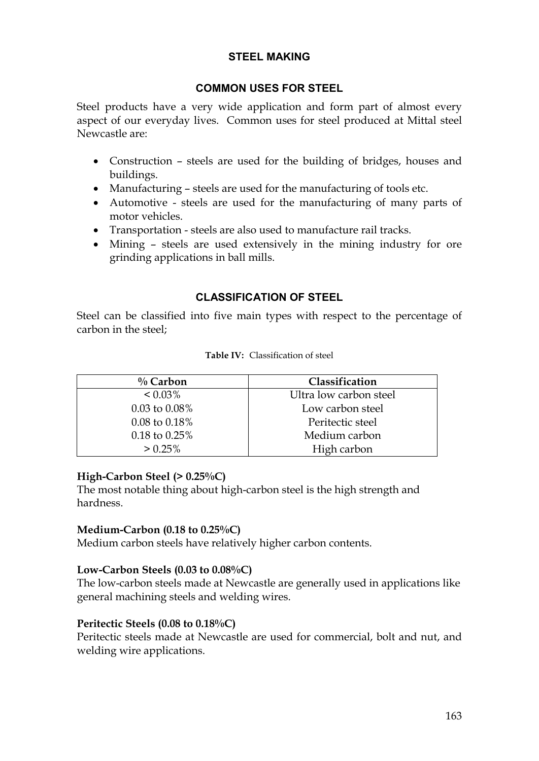## STEEL MAKING

### COMMON USES FOR STEEL

Steel products have a very wide application and form part of almost every aspect of our everyday lives. Common uses for steel produced at Mittal steel Newcastle are:

- Construction – steels are used for the building of bridges, houses and buildings.
- Manufacturing – steels are used for the manufacturing of tools etc.
- Automotive - steels are used for the manufacturing of many parts of motor vehicles.
- Transportation - steels are also used to manufacture rail tracks.
- Mining – steels are used extensively in the mining industry for ore grinding applications in ball mills.

### CLASSIFICATION OF STEEL

Steel can be classified into five main types with respect to the percentage of carbon in the steel;

**Table IV:** Classification of steel

| % Carbon | Classification |
|---|---|
| < 0.03% | Ultra low carbon steel |
| 0.03 to 0.08% | Low carbon steel |
| 0.08 to 0.18% | Peritectic steel |
| 0.18 to 0.25% | Medium carbon |
| > 0.25% | High carbon |

**High-Carbon Steel (> 0.25%C)**
The most notable thing about high-carbon steel is the high strength and hardness.

**Medium-Carbon (0.18 to 0.25%C)**
Medium carbon steels have relatively higher carbon contents.

**Low-Carbon Steels (0.03 to 0.08%C)**
The low-carbon steels made at Newcastle are generally used in applications like general machining steels and welding wires.

**Peritectic Steels (0.08 to 0.18%C)**
Peritectic steels made at Newcastle are used for commercial, bolt and nut, and welding wire applications.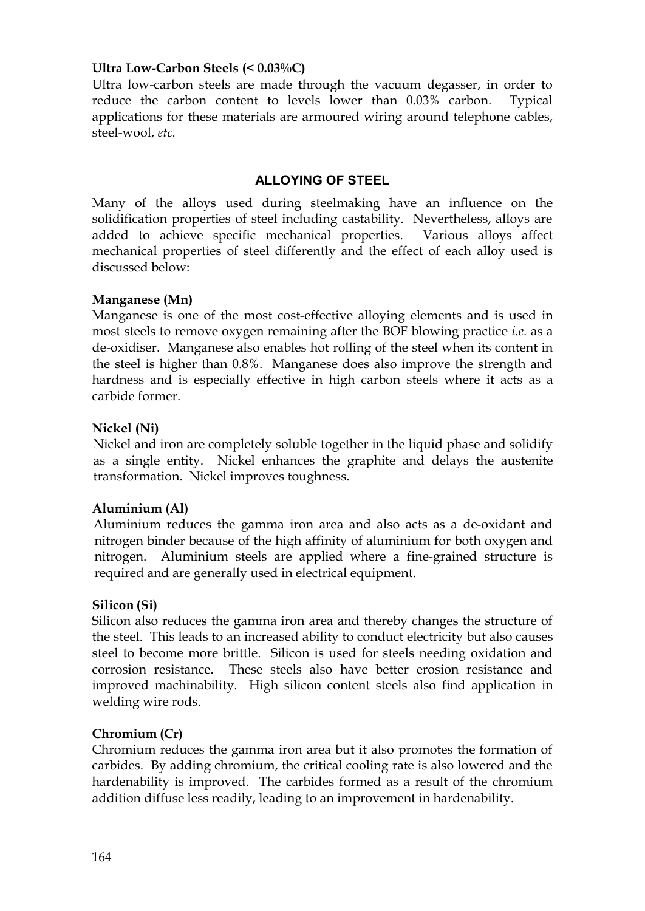**Ultra Low-Carbon Steels (< 0.03%C)**

Ultra low-carbon steels are made through the vacuum degasser, in order to reduce the carbon content to levels lower than 0.03% carbon. Typical applications for these materials are armoured wiring around telephone cables, steel-wool, *etc.*

## ALLOYING OF STEEL

Many of the alloys used during steelmaking have an influence on the solidification properties of steel including castability. Nevertheless, alloys are added to achieve specific mechanical properties. Various alloys affect mechanical properties of steel differently and the effect of each alloy used is discussed below:

**Manganese (Mn)**

Manganese is one of the most cost-effective alloying elements and is used in most steels to remove oxygen remaining after the BOF blowing practice *i.e.* as a de-oxidiser. Manganese also enables hot rolling of the steel when its content in the steel is higher than 0.8%. Manganese does also improve the strength and hardness and is especially effective in high carbon steels where it acts as a carbide former.

**Nickel (Ni)**

Nickel and iron are completely soluble together in the liquid phase and solidify as a single entity. Nickel enhances the graphite and delays the austenite transformation. Nickel improves toughness.

**Aluminium (Al)**

Aluminium reduces the gamma iron area and also acts as a de-oxidant and nitrogen binder because of the high affinity of aluminium for both oxygen and nitrogen. Aluminium steels are applied where a fine-grained structure is required and are generally used in electrical equipment.

**Silicon (Si)**

Silicon also reduces the gamma iron area and thereby changes the structure of the steel. This leads to an increased ability to conduct electricity but also causes steel to become more brittle. Silicon is used for steels needing oxidation and corrosion resistance. These steels also have better erosion resistance and improved machinability. High silicon content steels also find application in welding wire rods.

**Chromium (Cr)**

Chromium reduces the gamma iron area but it also promotes the formation of carbides. By adding chromium, the critical cooling rate is also lowered and the hardenability is improved. The carbides formed as a result of the chromium addition diffuse less readily, leading to an improvement in hardenability.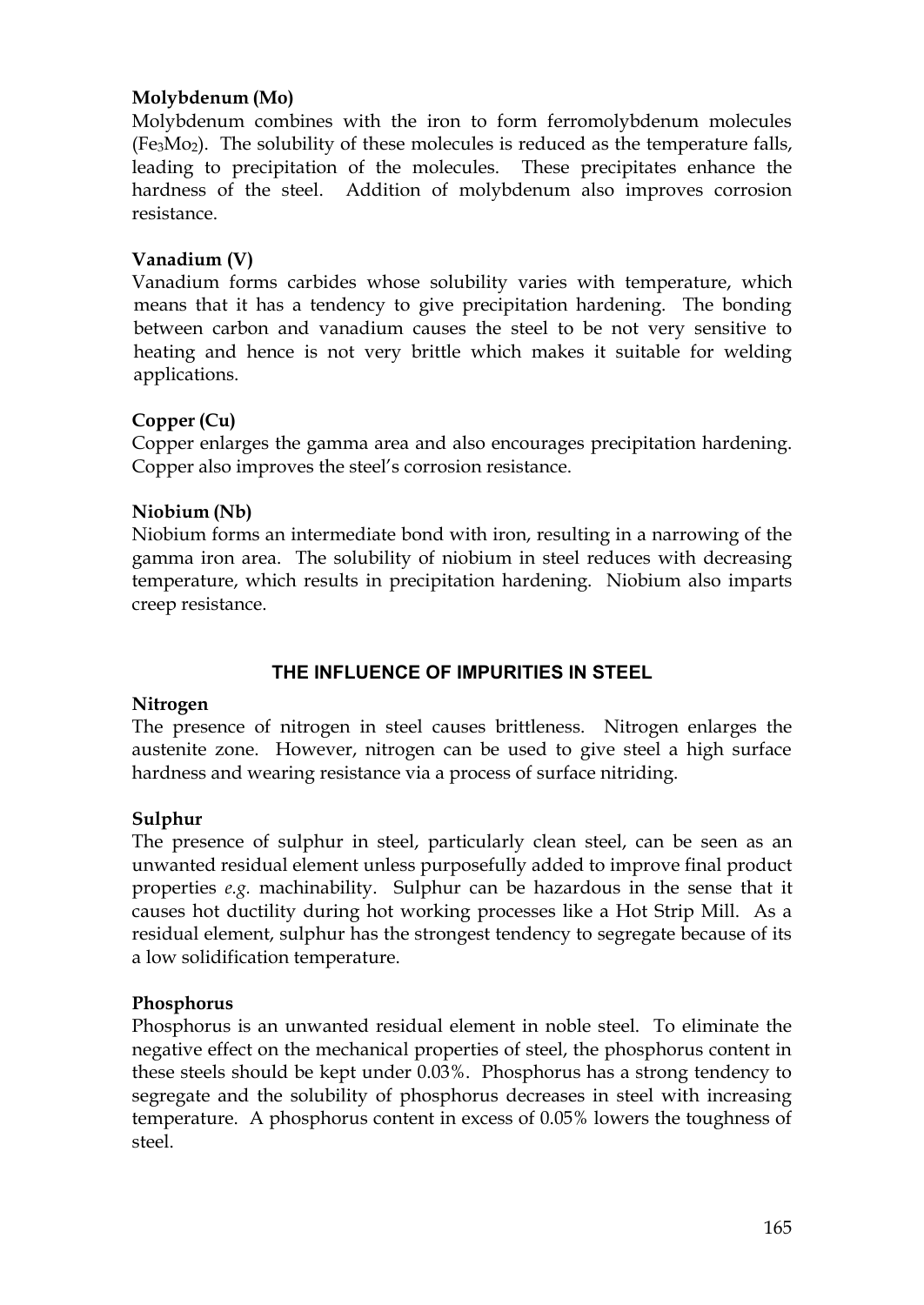**Molybdenum (Mo)**

Molybdenum combines with the iron to form ferromolybdenum molecules ($Fe_3Mo_2$). The solubility of these molecules is reduced as the temperature falls, leading to precipitation of the molecules. These precipitates enhance the hardness of the steel. Addition of molybdenum also improves corrosion resistance.

**Vanadium (V)**

Vanadium forms carbides whose solubility varies with temperature, which means that it has a tendency to give precipitation hardening. The bonding between carbon and vanadium causes the steel to be not very sensitive to heating and hence is not very brittle which makes it suitable for welding applications.

**Copper (Cu)**

Copper enlarges the gamma area and also encourages precipitation hardening. Copper also improves the steel's corrosion resistance.

**Niobium (Nb)**

Niobium forms an intermediate bond with iron, resulting in a narrowing of the gamma iron area. The solubility of niobium in steel reduces with decreasing temperature, which results in precipitation hardening. Niobium also imparts creep resistance.

## THE INFLUENCE OF IMPURITIES IN STEEL

**Nitrogen**

The presence of nitrogen in steel causes brittleness. Nitrogen enlarges the austenite zone. However, nitrogen can be used to give steel a high surface hardness and wearing resistance via a process of surface nitriding.

**Sulphur**

The presence of sulphur in steel, particularly clean steel, can be seen as an unwanted residual element unless purposefully added to improve final product properties *e.g.* machinability. Sulphur can be hazardous in the sense that it causes hot ductility during hot working processes like a Hot Strip Mill. As a residual element, sulphur has the strongest tendency to segregate because of its a low solidification temperature.

**Phosphorus**

Phosphorus is an unwanted residual element in noble steel. To eliminate the negative effect on the mechanical properties of steel, the phosphorus content in these steels should be kept under 0.03%. Phosphorus has a strong tendency to segregate and the solubility of phosphorus decreases in steel with increasing temperature. A phosphorus content in excess of 0.05% lowers the toughness of steel.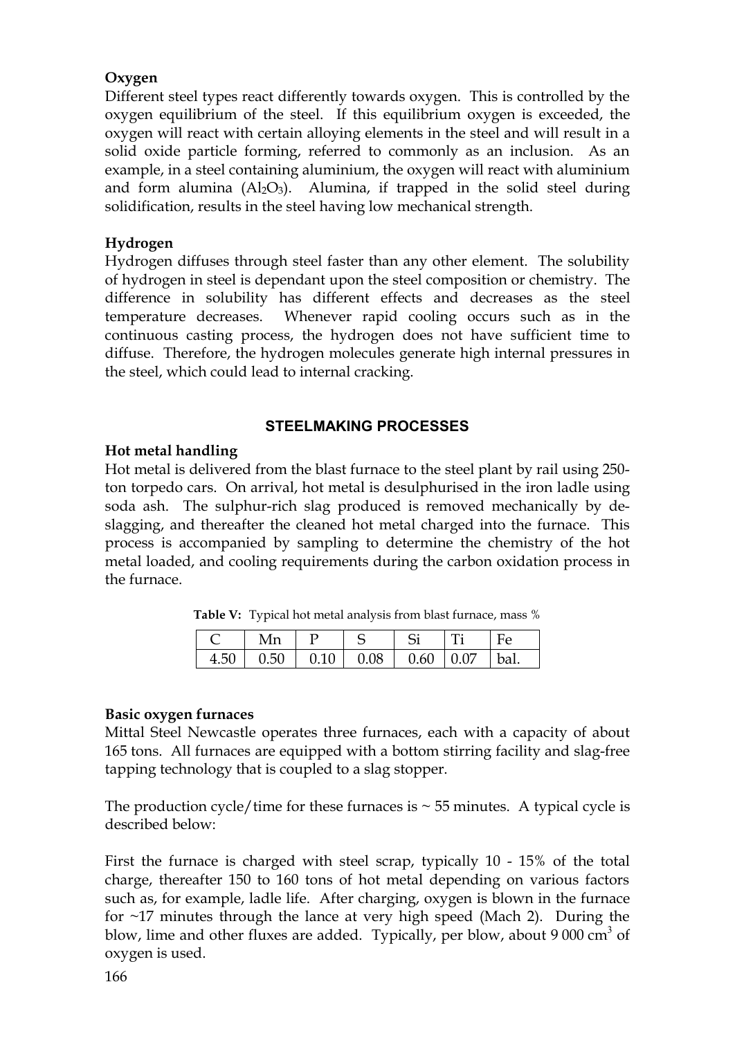### Oxygen

Different steel types react differently towards oxygen. This is controlled by the oxygen equilibrium of the steel. If this equilibrium oxygen is exceeded, the oxygen will react with certain alloying elements in the steel and will result in a solid oxide particle forming, referred to commonly as an inclusion. As an example, in a steel containing aluminium, the oxygen will react with aluminium and form alumina ($Al_2O_3$). Alumina, if trapped in the solid steel during solidification, results in the steel having low mechanical strength.

### Hydrogen

Hydrogen diffuses through steel faster than any other element. The solubility of hydrogen in steel is dependant upon the steel composition or chemistry. The difference in solubility has different effects and decreases as the steel temperature decreases. Whenever rapid cooling occurs such as in the continuous casting process, the hydrogen does not have sufficient time to diffuse. Therefore, the hydrogen molecules generate high internal pressures in the steel, which could lead to internal cracking.

## STEELMAKING PROCESSES

### Hot metal handling

Hot metal is delivered from the blast furnace to the steel plant by rail using 250-ton torpedo cars. On arrival, hot metal is desulphurised in the iron ladle using soda ash. The sulphur-rich slag produced is removed mechanically by de-slagging, and thereafter the cleaned hot metal charged into the furnace. This process is accompanied by sampling to determine the chemistry of the hot metal loaded, and cooling requirements during the carbon oxidation process in the furnace.

**Table V:** Typical hot metal analysis from blast furnace, mass %

| C | Mn | P | S | Si | Ti | Fe |
|---|---|---|---|---|---|---|
| 4.50 | 0.50 | 0.10 | 0.08 | 0.60 | 0.07 | bal. |

### Basic oxygen furnaces

Mittal Steel Newcastle operates three furnaces, each with a capacity of about 165 tons. All furnaces are equipped with a bottom stirring facility and slag-free tapping technology that is coupled to a slag stopper.

The production cycle/time for these furnaces is ~ 55 minutes. A typical cycle is described below:

First the furnace is charged with steel scrap, typically 10 - 15% of the total charge, thereafter 150 to 160 tons of hot metal depending on various factors such as, for example, ladle life. After charging, oxygen is blown in the furnace for ~17 minutes through the lance at very high speed (Mach 2). During the blow, lime and other fluxes are added. Typically, per blow, about 9 000 $cm^3$ of oxygen is used.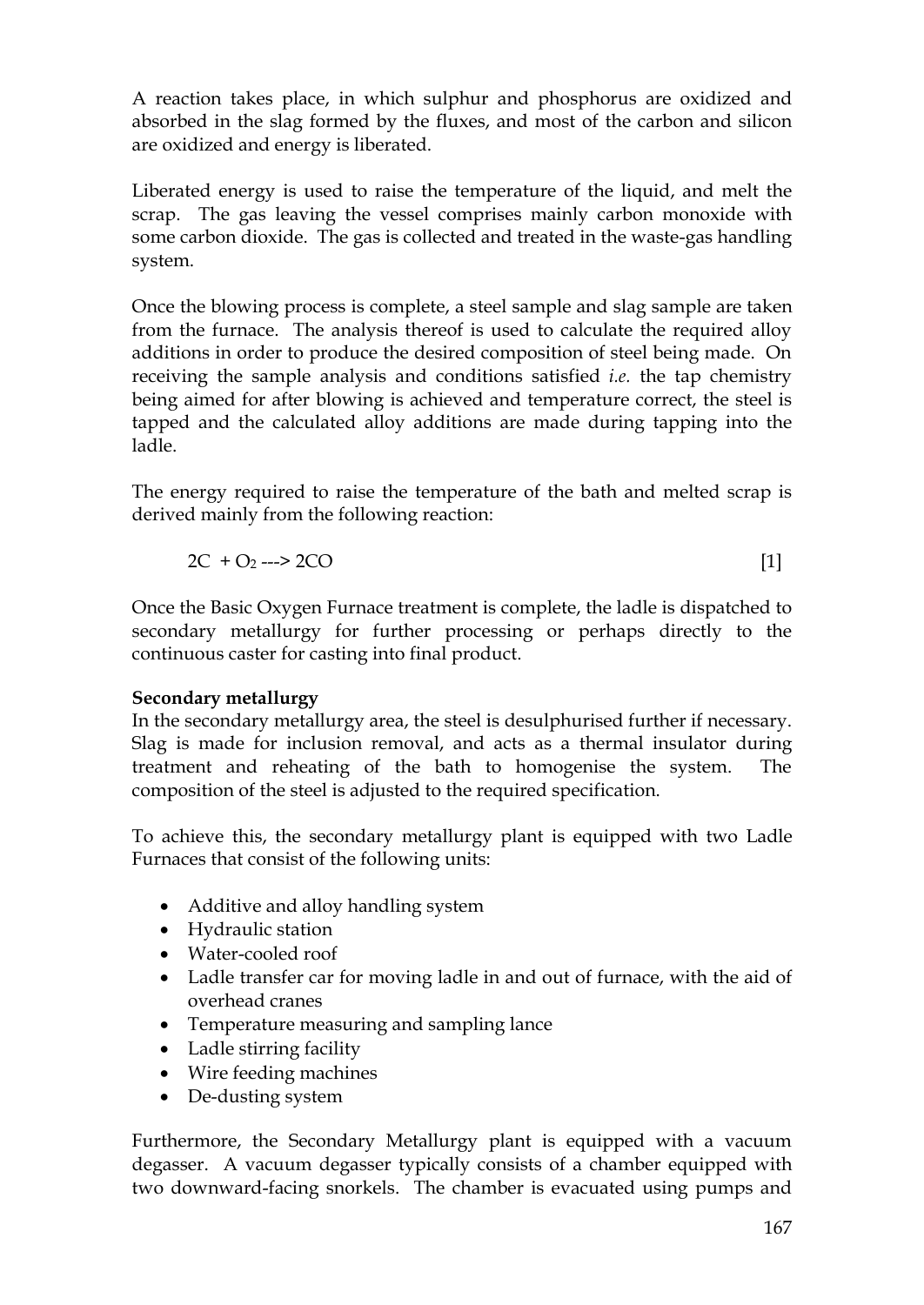A reaction takes place, in which sulphur and phosphorus are oxidized and absorbed in the slag formed by the fluxes, and most of the carbon and silicon are oxidized and energy is liberated.

Liberated energy is used to raise the temperature of the liquid, and melt the scrap. The gas leaving the vessel comprises mainly carbon monoxide with some carbon dioxide. The gas is collected and treated in the waste-gas handling system.

Once the blowing process is complete, a steel sample and slag sample are taken from the furnace. The analysis thereof is used to calculate the required alloy additions in order to produce the desired composition of steel being made. On receiving the sample analysis and conditions satisfied *i.e.* the tap chemistry being aimed for after blowing is achieved and temperature correct, the steel is tapped and the calculated alloy additions are made during tapping into the ladle.

The energy required to raise the temperature of the bath and melted scrap is derived mainly from the following reaction:

$$2C + O_2 \longrightarrow 2CO \qquad [1]$$

Once the Basic Oxygen Furnace treatment is complete, the ladle is dispatched to secondary metallurgy for further processing or perhaps directly to the continuous caster for casting into final product.

**Secondary metallurgy**

In the secondary metallurgy area, the steel is desulphurised further if necessary. Slag is made for inclusion removal, and acts as a thermal insulator during treatment and reheating of the bath to homogenise the system. The composition of the steel is adjusted to the required specification.

To achieve this, the secondary metallurgy plant is equipped with two Ladle Furnaces that consist of the following units:

- Additive and alloy handling system
- Hydraulic station
- Water-cooled roof
- Ladle transfer car for moving ladle in and out of furnace, with the aid of overhead cranes
- Temperature measuring and sampling lance
- Ladle stirring facility
- Wire feeding machines
- De-dusting system

Furthermore, the Secondary Metallurgy plant is equipped with a vacuum degasser. A vacuum degasser typically consists of a chamber equipped with two downward-facing snorkels. The chamber is evacuated using pumps and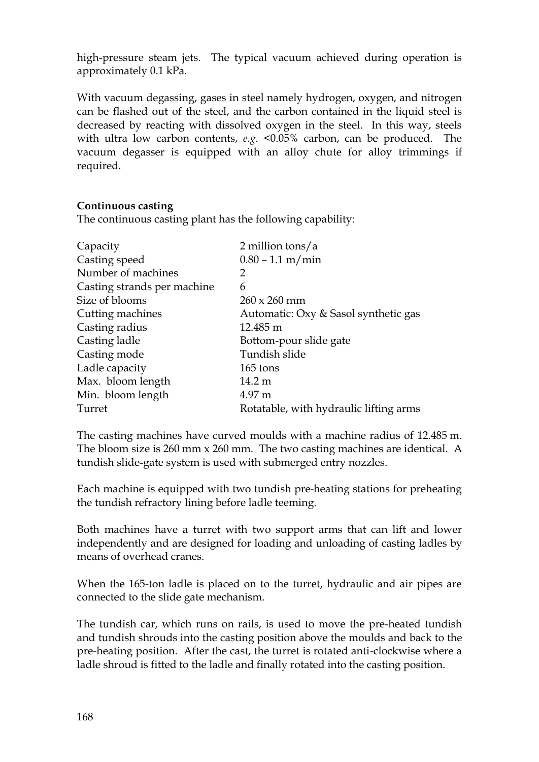high-pressure steam jets. The typical vacuum achieved during operation is approximately 0.1 kPa.

With vacuum degassing, gases in steel namely hydrogen, oxygen, and nitrogen can be flashed out of the steel, and the carbon contained in the liquid steel is decreased by reacting with dissolved oxygen in the steel. In this way, steels with ultra low carbon contents, *e.g.* <0.05% carbon, can be produced. The vacuum degasser is equipped with an alloy chute for alloy trimmings if required.

**Continuous casting**

The continuous casting plant has the following capability:

| | |
|---|---|
| Capacity | 2 million tons/a |
| Casting speed | 0.80 – 1.1 m/min |
| Number of machines | 2 |
| Casting strands per machine | 6 |
| Size of blooms | 260 x 260 mm |
| Cutting machines | Automatic: Oxy & Sasol synthetic gas |
| Casting radius | 12.485 m |
| Casting ladle | Bottom-pour slide gate |
| Casting mode | Tundish slide |
| Ladle capacity | 165 tons |
| Max. bloom length | 14.2 m |
| Min. bloom length | 4.97 m |
| Turret | Rotatable, with hydraulic lifting arms |

The casting machines have curved moulds with a machine radius of 12.485 m. The bloom size is 260 mm x 260 mm. The two casting machines are identical. A tundish slide-gate system is used with submerged entry nozzles.

Each machine is equipped with two tundish pre-heating stations for preheating the tundish refractory lining before ladle teeming.

Both machines have a turret with two support arms that can lift and lower independently and are designed for loading and unloading of casting ladles by means of overhead cranes.

When the 165-ton ladle is placed on to the turret, hydraulic and air pipes are connected to the slide gate mechanism.

The tundish car, which runs on rails, is used to move the pre-heated tundish and tundish shrouds into the casting position above the moulds and back to the pre-heating position. After the cast, the turret is rotated anti-clockwise where a ladle shroud is fitted to the ladle and finally rotated into the casting position.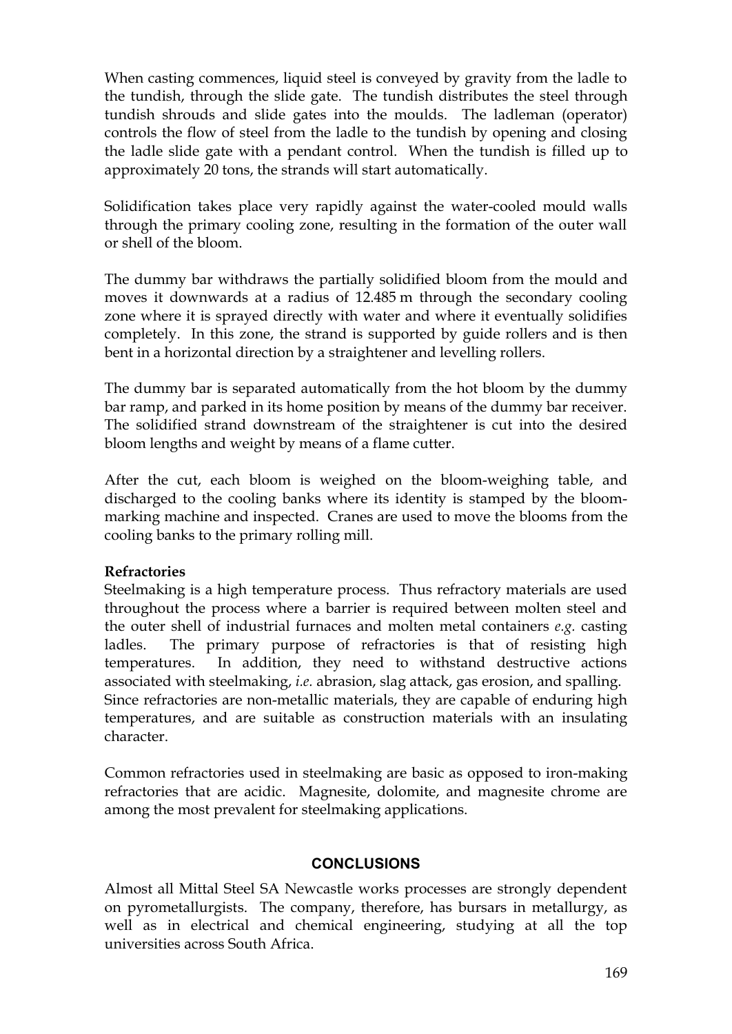When casting commences, liquid steel is conveyed by gravity from the ladle to the tundish, through the slide gate. The tundish distributes the steel through tundish shrouds and slide gates into the moulds. The ladleman (operator) controls the flow of steel from the ladle to the tundish by opening and closing the ladle slide gate with a pendant control. When the tundish is filled up to approximately 20 tons, the strands will start automatically.

Solidification takes place very rapidly against the water-cooled mould walls through the primary cooling zone, resulting in the formation of the outer wall or shell of the bloom.

The dummy bar withdraws the partially solidified bloom from the mould and moves it downwards at a radius of 12.485 m through the secondary cooling zone where it is sprayed directly with water and where it eventually solidifies completely. In this zone, the strand is supported by guide rollers and is then bent in a horizontal direction by a straightener and levelling rollers.

The dummy bar is separated automatically from the hot bloom by the dummy bar ramp, and parked in its home position by means of the dummy bar receiver. The solidified strand downstream of the straightener is cut into the desired bloom lengths and weight by means of a flame cutter.

After the cut, each bloom is weighed on the bloom-weighing table, and discharged to the cooling banks where its identity is stamped by the bloom-marking machine and inspected. Cranes are used to move the blooms from the cooling banks to the primary rolling mill.

**Refractories**

Steelmaking is a high temperature process. Thus refractory materials are used throughout the process where a barrier is required between molten steel and the outer shell of industrial furnaces and molten metal containers *e.g.* casting ladles. The primary purpose of refractories is that of resisting high temperatures. In addition, they need to withstand destructive actions associated with steelmaking, *i.e.* abrasion, slag attack, gas erosion, and spalling. Since refractories are non-metallic materials, they are capable of enduring high temperatures, and are suitable as construction materials with an insulating character.

Common refractories used in steelmaking are basic as opposed to iron-making refractories that are acidic. Magnesite, dolomite, and magnesite chrome are among the most prevalent for steelmaking applications.

## CONCLUSIONS

Almost all Mittal Steel SA Newcastle works processes are strongly dependent on pyrometallurgists. The company, therefore, has bursars in metallurgy, as well as in electrical and chemical engineering, studying at all the top universities across South Africa.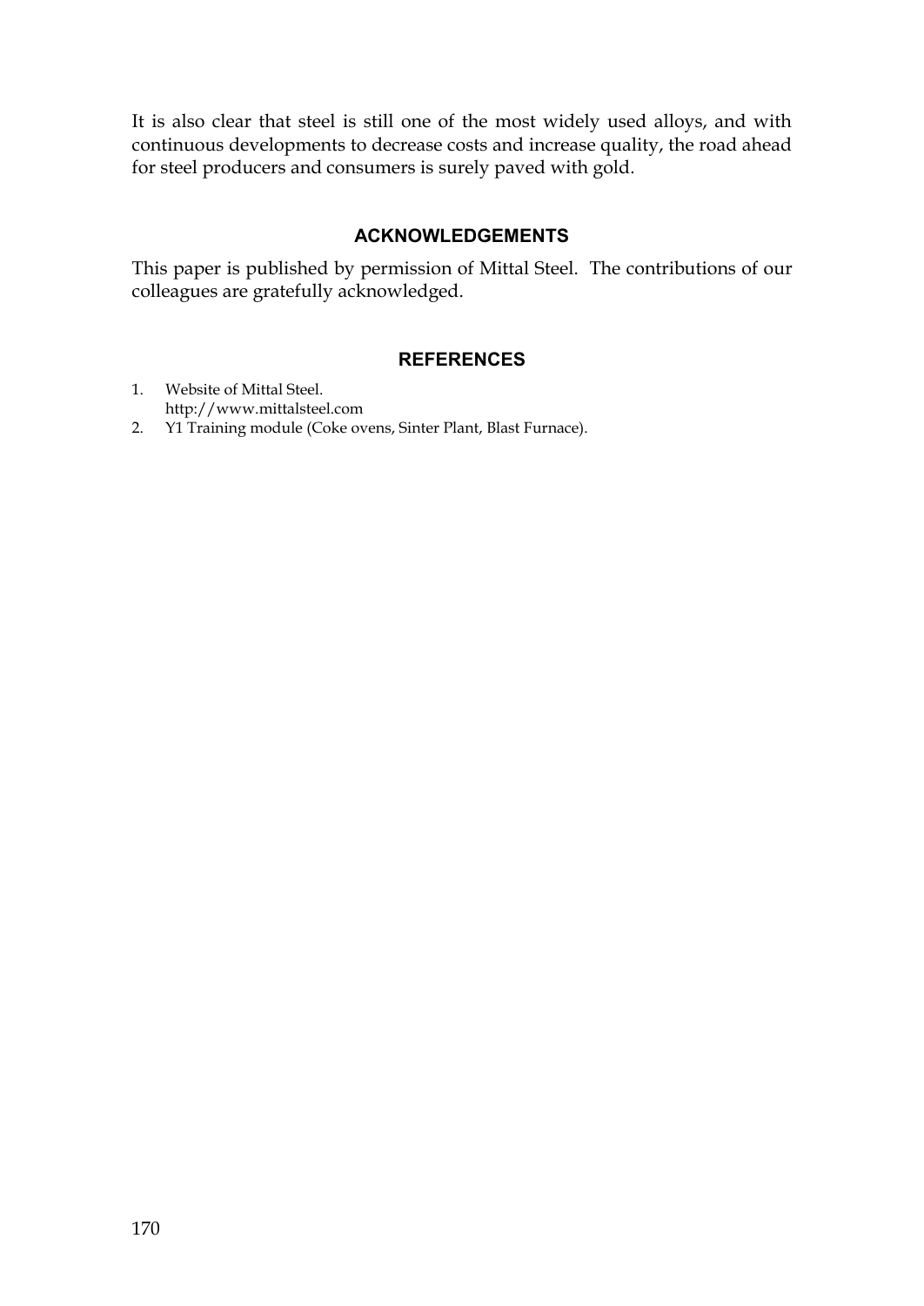It is also clear that steel is still one of the most widely used alloys, and with continuous developments to decrease costs and increase quality, the road ahead for steel producers and consumers is surely paved with gold.

## ACKNOWLEDGEMENTS

This paper is published by permission of Mittal Steel. The contributions of our colleagues are gratefully acknowledged.

## REFERENCES

1. Website of Mittal Steel.
   http://www.mittalsteel.com
2. Y1 Training module (Coke ovens, Sinter Plant, Blast Furnace).